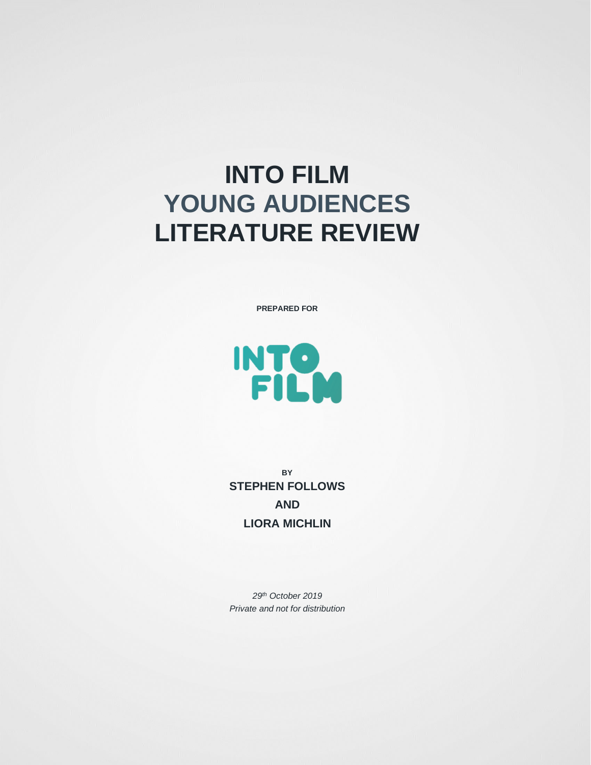# INTO FILM
# YOUNG AUDIENCES
# LITERATURE REVIEW

**PREPARED FOR**

INTO FILM

**BY**

**STEPHEN FOLLOWS**

**AND**

**LIORA MICHLIN**

*29th October 2019*

*Private and not for distribution*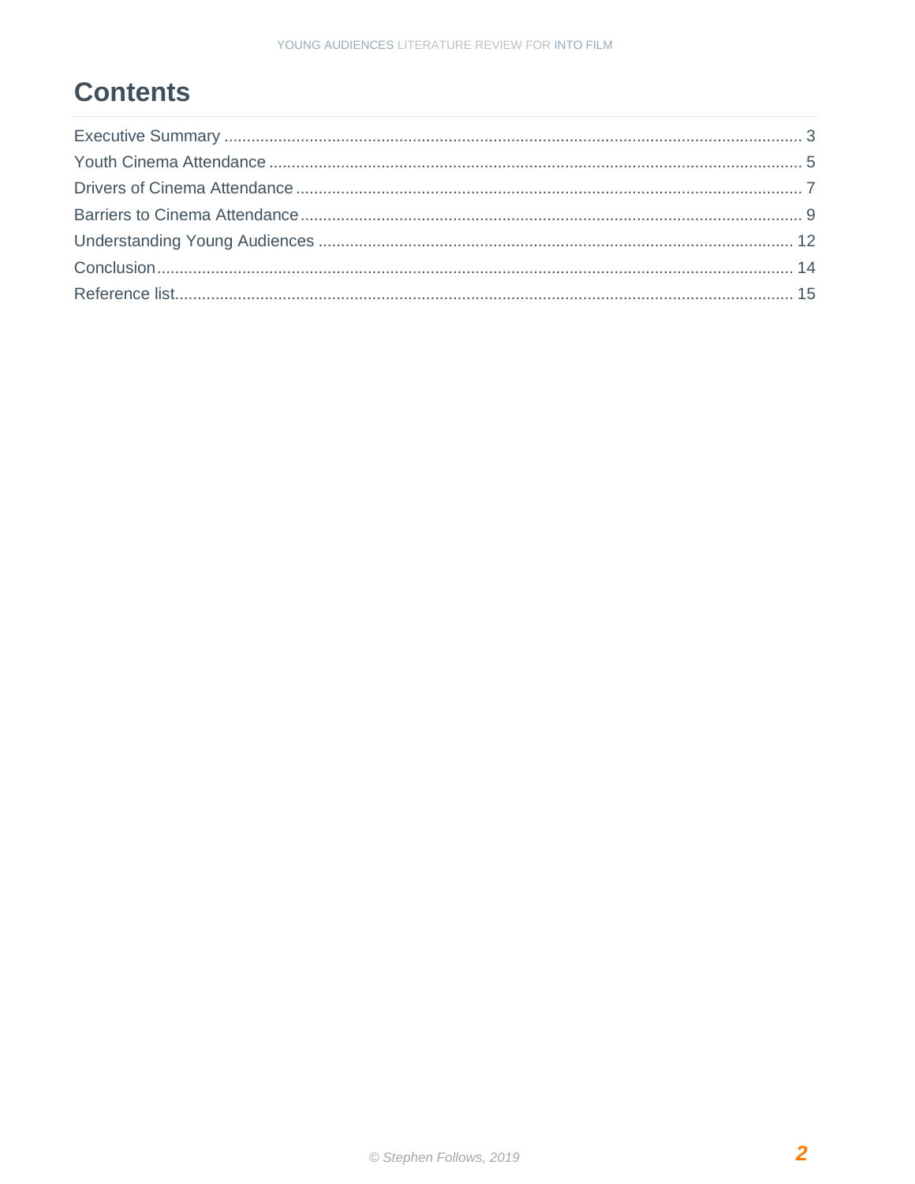# Contents

Executive Summary ........ 3
Youth Cinema Attendance ........ 5
Drivers of Cinema Attendance ........ 7
Barriers to Cinema Attendance ........ 9
Understanding Young Audiences ........ 12
Conclusion ........ 14
Reference list ........ 15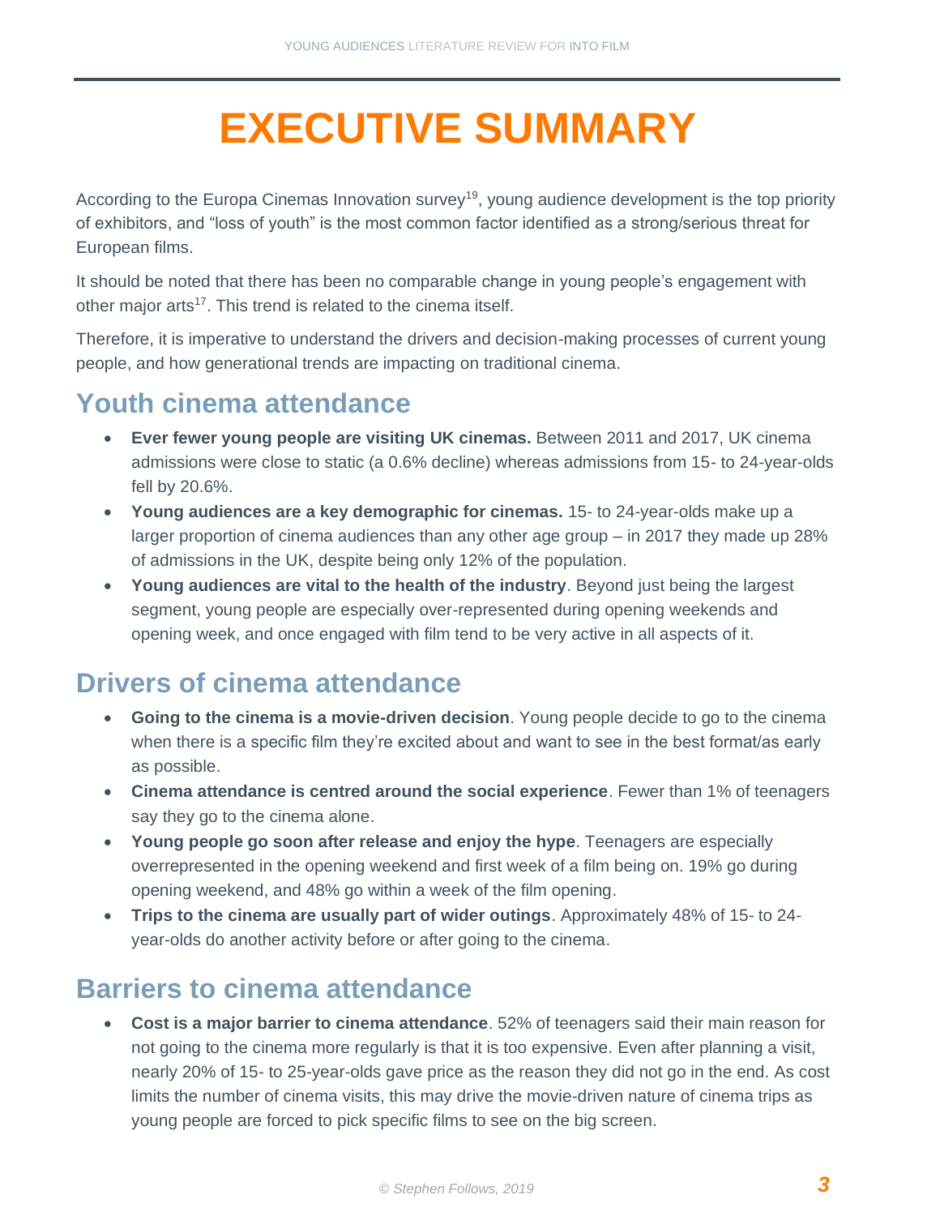# EXECUTIVE SUMMARY

According to the Europa Cinemas Innovation survey[19], young audience development is the top priority of exhibitors, and “loss of youth” is the most common factor identified as a strong/serious threat for European films.

It should be noted that there has been no comparable change in young people’s engagement with other major arts[17]. This trend is related to the cinema itself.

Therefore, it is imperative to understand the drivers and decision-making processes of current young people, and how generational trends are impacting on traditional cinema.

## Youth cinema attendance

- **Ever fewer young people are visiting UK cinemas.** Between 2011 and 2017, UK cinema admissions were close to static (a 0.6% decline) whereas admissions from 15- to 24-year-olds fell by 20.6%.
- **Young audiences are a key demographic for cinemas.** 15- to 24-year-olds make up a larger proportion of cinema audiences than any other age group – in 2017 they made up 28% of admissions in the UK, despite being only 12% of the population.
- **Young audiences are vital to the health of the industry**. Beyond just being the largest segment, young people are especially over-represented during opening weekends and opening week, and once engaged with film tend to be very active in all aspects of it.

## Drivers of cinema attendance

- **Going to the cinema is a movie-driven decision**. Young people decide to go to the cinema when there is a specific film they’re excited about and want to see in the best format/as early as possible.
- **Cinema attendance is centred around the social experience**. Fewer than 1% of teenagers say they go to the cinema alone.
- **Young people go soon after release and enjoy the hype**. Teenagers are especially overrepresented in the opening weekend and first week of a film being on. 19% go during opening weekend, and 48% go within a week of the film opening.
- **Trips to the cinema are usually part of wider outings**. Approximately 48% of 15- to 24-year-olds do another activity before or after going to the cinema.

## Barriers to cinema attendance

- **Cost is a major barrier to cinema attendance**. 52% of teenagers said their main reason for not going to the cinema more regularly is that it is too expensive. Even after planning a visit, nearly 20% of 15- to 25-year-olds gave price as the reason they did not go in the end. As cost limits the number of cinema visits, this may drive the movie-driven nature of cinema trips as young people are forced to pick specific films to see on the big screen.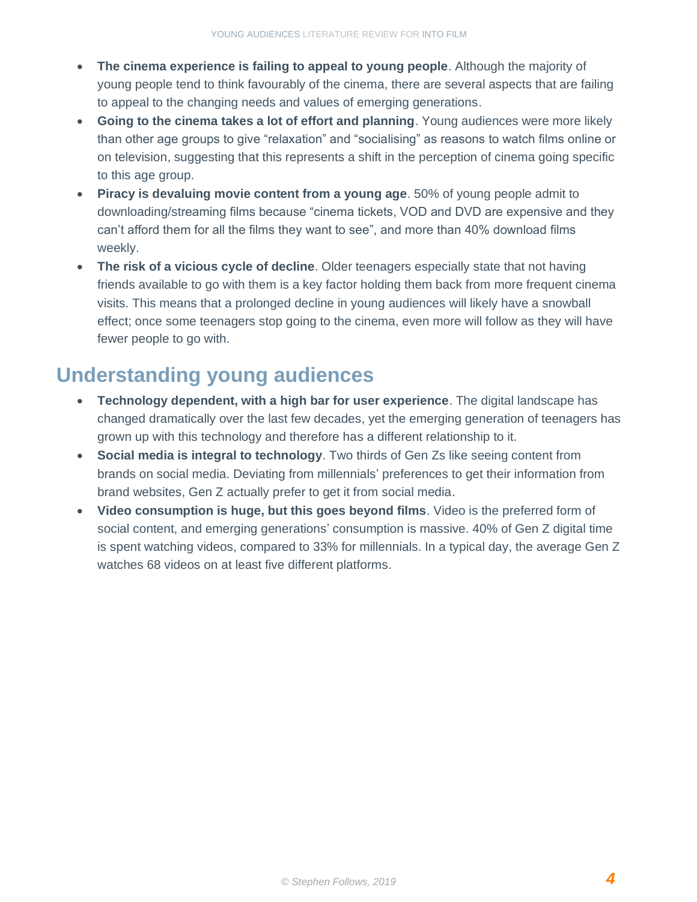- **The cinema experience is failing to appeal to young people**. Although the majority of young people tend to think favourably of the cinema, there are several aspects that are failing to appeal to the changing needs and values of emerging generations.
- **Going to the cinema takes a lot of effort and planning**. Young audiences were more likely than other age groups to give "relaxation" and "socialising" as reasons to watch films online or on television, suggesting that this represents a shift in the perception of cinema going specific to this age group.
- **Piracy is devaluing movie content from a young age**. 50% of young people admit to downloading/streaming films because "cinema tickets, VOD and DVD are expensive and they can't afford them for all the films they want to see", and more than 40% download films weekly.
- **The risk of a vicious cycle of decline**. Older teenagers especially state that not having friends available to go with them is a key factor holding them back from more frequent cinema visits. This means that a prolonged decline in young audiences will likely have a snowball effect; once some teenagers stop going to the cinema, even more will follow as they will have fewer people to go with.

## Understanding young audiences

- **Technology dependent, with a high bar for user experience**. The digital landscape has changed dramatically over the last few decades, yet the emerging generation of teenagers has grown up with this technology and therefore has a different relationship to it.
- **Social media is integral to technology**. Two thirds of Gen Zs like seeing content from brands on social media. Deviating from millennials' preferences to get their information from brand websites, Gen Z actually prefer to get it from social media.
- **Video consumption is huge, but this goes beyond films**. Video is the preferred form of social content, and emerging generations' consumption is massive. 40% of Gen Z digital time is spent watching videos, compared to 33% for millennials. In a typical day, the average Gen Z watches 68 videos on at least five different platforms.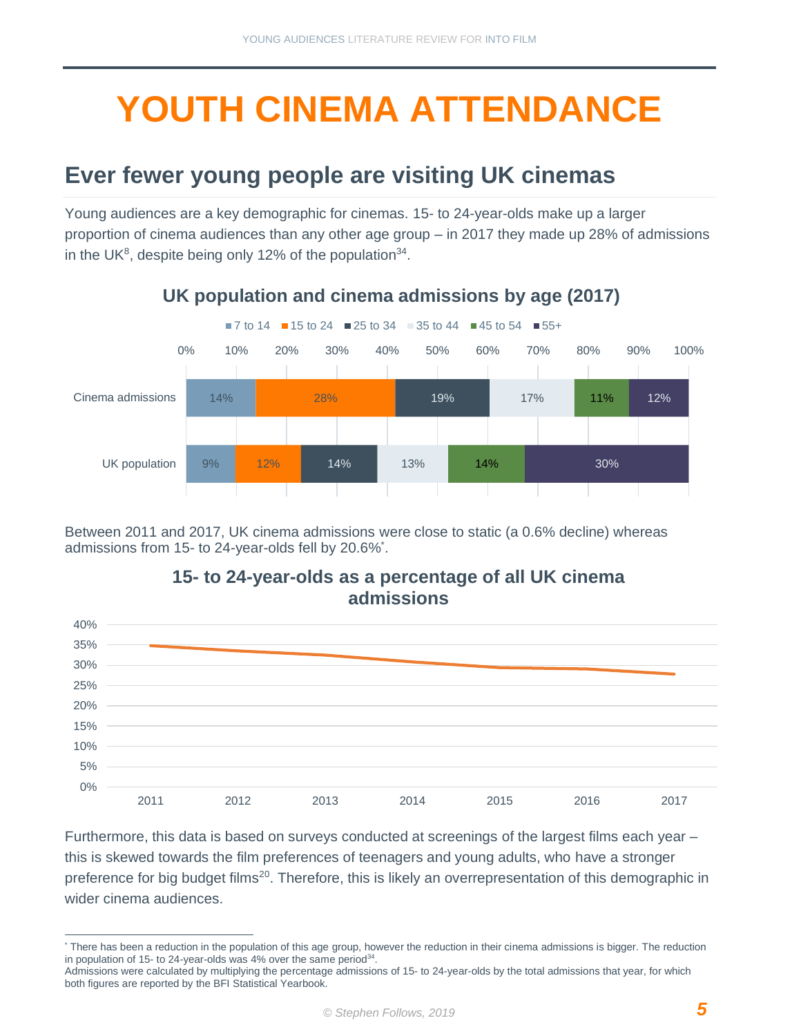# YOUTH CINEMA ATTENDANCE

## Ever fewer young people are visiting UK cinemas

Young audiences are a key demographic for cinemas. 15- to 24-year-olds make up a larger proportion of cinema audiences than any other age group – in 2017 they made up 28% of admissions in the UK[8], despite being only 12% of the population[34].

### UK population and cinema admissions by age (2017)

| | 7 to 14 | 15 to 24 | 25 to 34 | 35 to 44 | 45 to 54 | 55+ |
|---|---|---|---|---|---|---|
| Cinema admissions | 14% | 28% | 19% | 17% | 11% | 12% |
| UK population | 9% | 12% | 14% | 13% | 14% | 30% |

Between 2011 and 2017, UK cinema admissions were close to static (a 0.6% decline) whereas admissions from 15- to 24-year-olds fell by 20.6%*.

### 15- to 24-year-olds as a percentage of all UK cinema admissions

Line chart, 2011–2017 (y-axis 0%–40%).

Furthermore, this data is based on surveys conducted at screenings of the largest films each year – this is skewed towards the film preferences of teenagers and young adults, who have a stronger preference for big budget films[20]. Therefore, this is likely an overrepresentation of this demographic in wider cinema audiences.

---

* There has been a reduction in the population of this age group, however the reduction in their cinema admissions is bigger. The reduction in population of 15- to 24-year-olds was 4% over the same period[34].
Admissions were calculated by multiplying the percentage admissions of 15- to 24-year-olds by the total admissions that year, for which both figures are reported by the BFI Statistical Yearbook.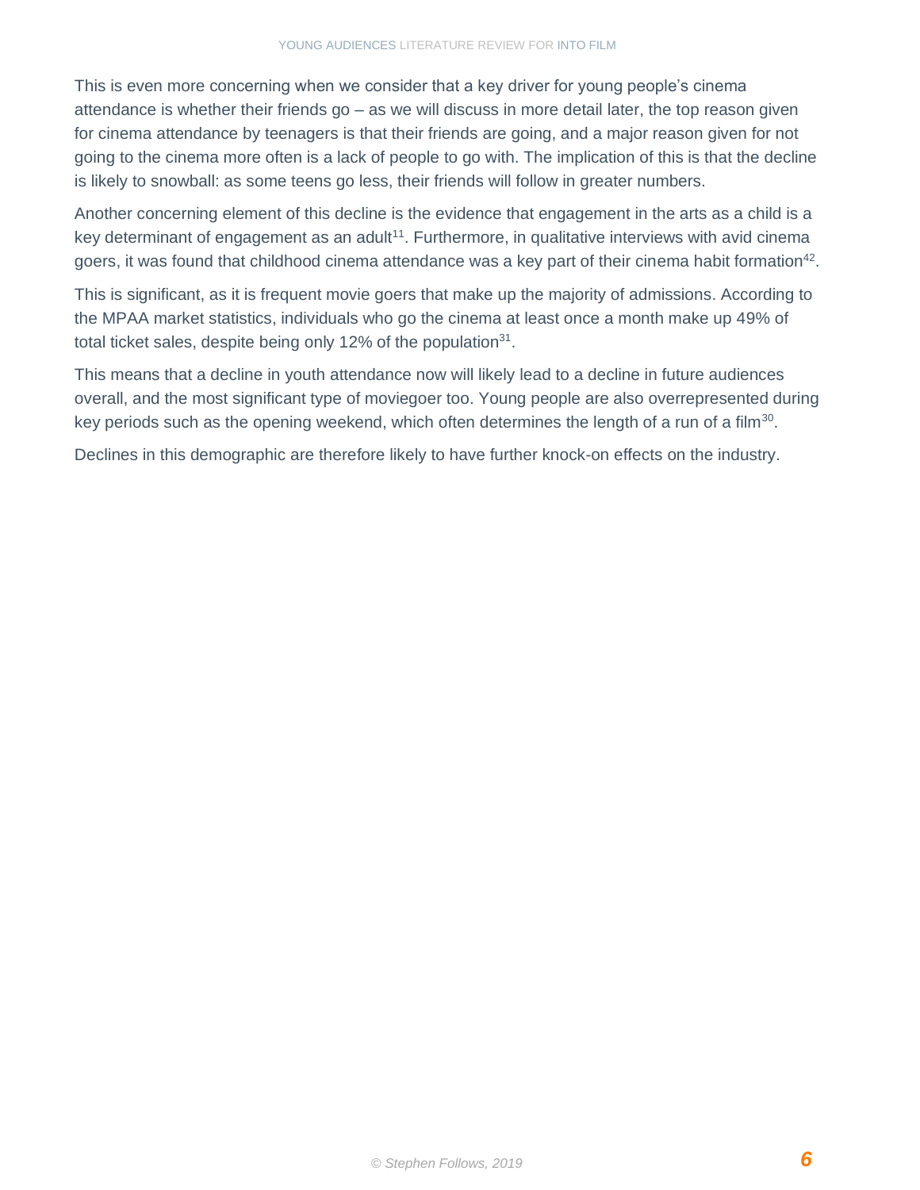This is even more concerning when we consider that a key driver for young people's cinema attendance is whether their friends go – as we will discuss in more detail later, the top reason given for cinema attendance by teenagers is that their friends are going, and a major reason given for not going to the cinema more often is a lack of people to go with. The implication of this is that the decline is likely to snowball: as some teens go less, their friends will follow in greater numbers.

Another concerning element of this decline is the evidence that engagement in the arts as a child is a key determinant of engagement as an adult[11]. Furthermore, in qualitative interviews with avid cinema goers, it was found that childhood cinema attendance was a key part of their cinema habit formation[42].

This is significant, as it is frequent movie goers that make up the majority of admissions. According to the MPAA market statistics, individuals who go the cinema at least once a month make up 49% of total ticket sales, despite being only 12% of the population[31].

This means that a decline in youth attendance now will likely lead to a decline in future audiences overall, and the most significant type of moviegoer too. Young people are also overrepresented during key periods such as the opening weekend, which often determines the length of a run of a film[30].

Declines in this demographic are therefore likely to have further knock-on effects on the industry.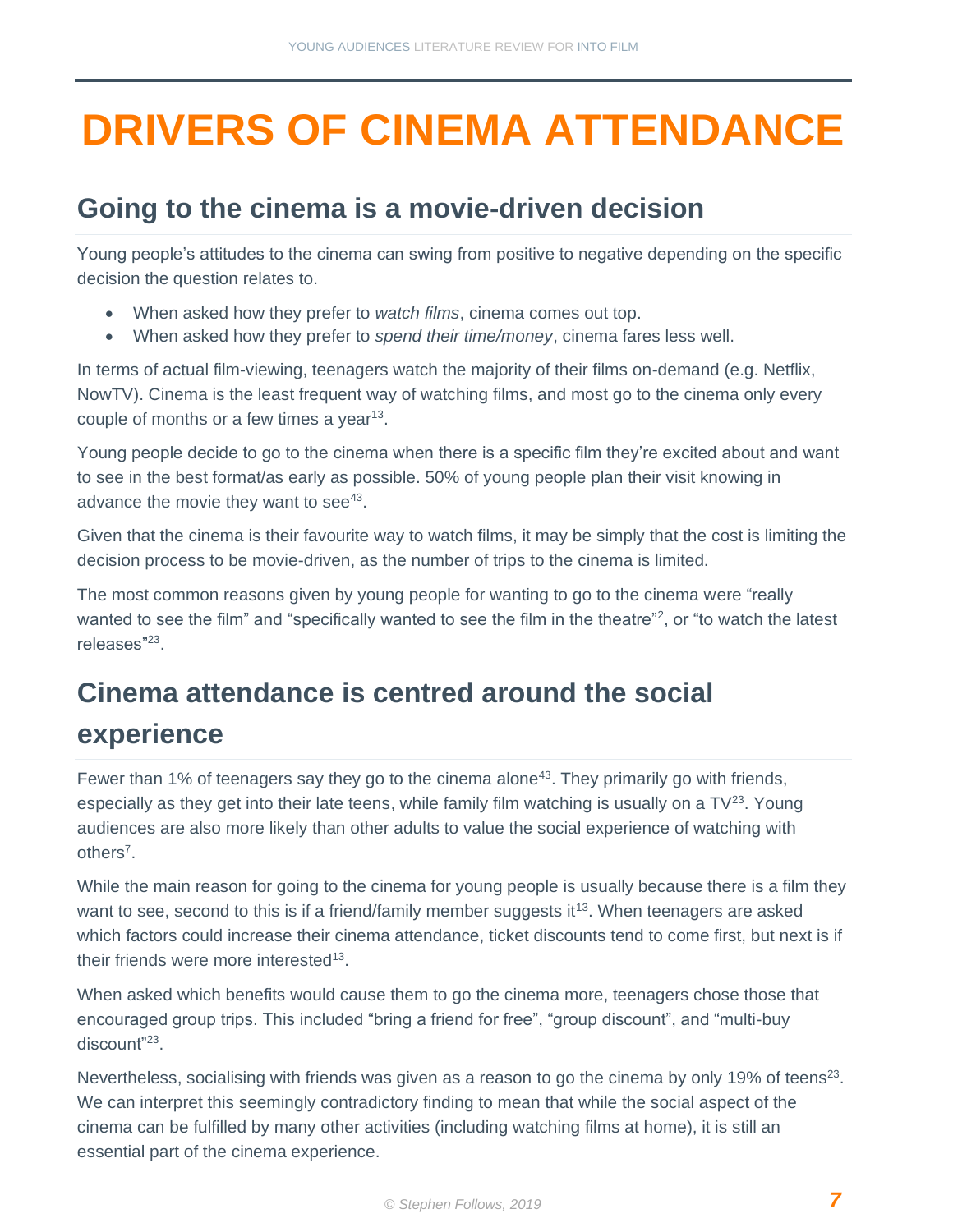# DRIVERS OF CINEMA ATTENDANCE

## Going to the cinema is a movie-driven decision

Young people's attitudes to the cinema can swing from positive to negative depending on the specific decision the question relates to.

- When asked how they prefer to *watch films*, cinema comes out top.
- When asked how they prefer to *spend their time/money*, cinema fares less well.

In terms of actual film-viewing, teenagers watch the majority of their films on-demand (e.g. Netflix, NowTV). Cinema is the least frequent way of watching films, and most go to the cinema only every couple of months or a few times a year[13].

Young people decide to go to the cinema when there is a specific film they're excited about and want to see in the best format/as early as possible. 50% of young people plan their visit knowing in advance the movie they want to see[43].

Given that the cinema is their favourite way to watch films, it may be simply that the cost is limiting the decision process to be movie-driven, as the number of trips to the cinema is limited.

The most common reasons given by young people for wanting to go to the cinema were "really wanted to see the film" and "specifically wanted to see the film in the theatre"[2], or "to watch the latest releases"[23].

## Cinema attendance is centred around the social experience

Fewer than 1% of teenagers say they go to the cinema alone[43]. They primarily go with friends, especially as they get into their late teens, while family film watching is usually on a TV[23]. Young audiences are also more likely than other adults to value the social experience of watching with others[7].

While the main reason for going to the cinema for young people is usually because there is a film they want to see, second to this is if a friend/family member suggests it[13]. When teenagers are asked which factors could increase their cinema attendance, ticket discounts tend to come first, but next is if their friends were more interested[13].

When asked which benefits would cause them to go the cinema more, teenagers chose those that encouraged group trips. This included "bring a friend for free", "group discount", and "multi-buy discount"[23].

Nevertheless, socialising with friends was given as a reason to go the cinema by only 19% of teens[23]. We can interpret this seemingly contradictory finding to mean that while the social aspect of the cinema can be fulfilled by many other activities (including watching films at home), it is still an essential part of the cinema experience.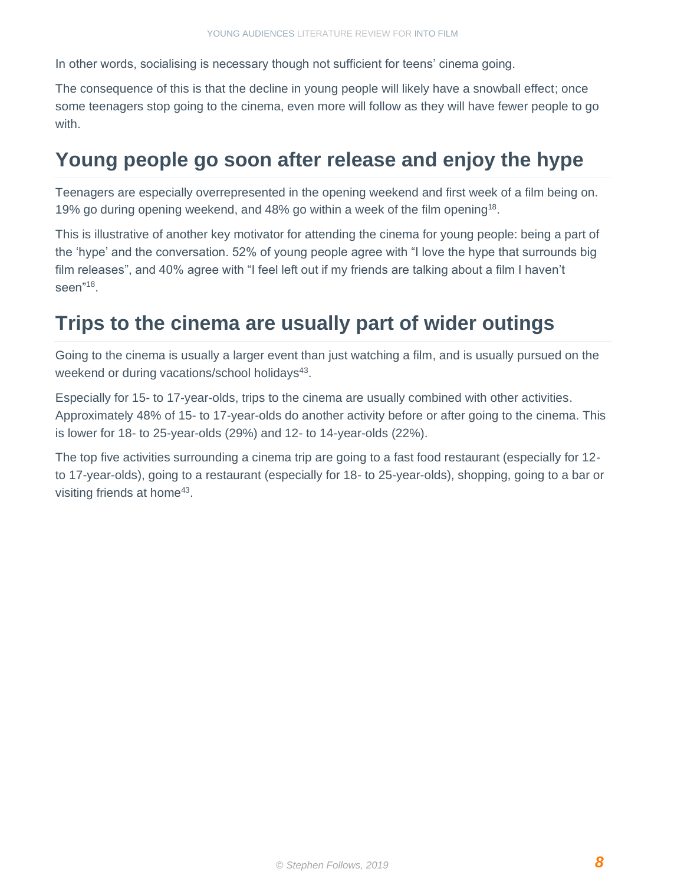In other words, socialising is necessary though not sufficient for teens' cinema going.

The consequence of this is that the decline in young people will likely have a snowball effect; once some teenagers stop going to the cinema, even more will follow as they will have fewer people to go with.

## Young people go soon after release and enjoy the hype

Teenagers are especially overrepresented in the opening weekend and first week of a film being on. 19% go during opening weekend, and 48% go within a week of the film opening[18].

This is illustrative of another key motivator for attending the cinema for young people: being a part of the 'hype' and the conversation. 52% of young people agree with "I love the hype that surrounds big film releases", and 40% agree with "I feel left out if my friends are talking about a film I haven't seen"[18].

## Trips to the cinema are usually part of wider outings

Going to the cinema is usually a larger event than just watching a film, and is usually pursued on the weekend or during vacations/school holidays[43].

Especially for 15- to 17-year-olds, trips to the cinema are usually combined with other activities. Approximately 48% of 15- to 17-year-olds do another activity before or after going to the cinema. This is lower for 18- to 25-year-olds (29%) and 12- to 14-year-olds (22%).

The top five activities surrounding a cinema trip are going to a fast food restaurant (especially for 12- to 17-year-olds), going to a restaurant (especially for 18- to 25-year-olds), shopping, going to a bar or visiting friends at home[43].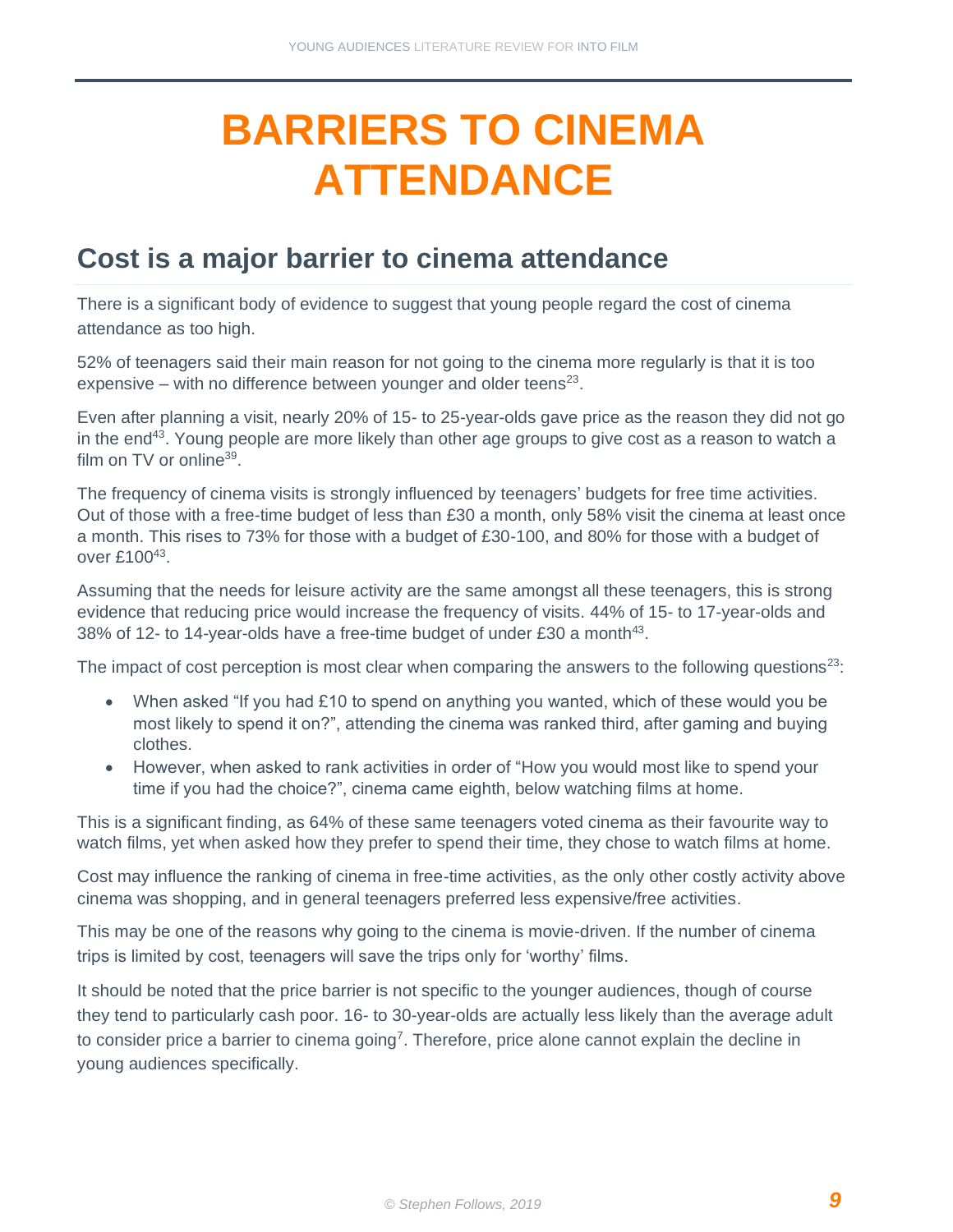# BARRIERS TO CINEMA ATTENDANCE

## Cost is a major barrier to cinema attendance

There is a significant body of evidence to suggest that young people regard the cost of cinema attendance as too high.

52% of teenagers said their main reason for not going to the cinema more regularly is that it is too expensive – with no difference between younger and older teens[23].

Even after planning a visit, nearly 20% of 15- to 25-year-olds gave price as the reason they did not go in the end[43]. Young people are more likely than other age groups to give cost as a reason to watch a film on TV or online[39].

The frequency of cinema visits is strongly influenced by teenagers' budgets for free time activities. Out of those with a free-time budget of less than £30 a month, only 58% visit the cinema at least once a month. This rises to 73% for those with a budget of £30-100, and 80% for those with a budget of over £100[43].

Assuming that the needs for leisure activity are the same amongst all these teenagers, this is strong evidence that reducing price would increase the frequency of visits. 44% of 15- to 17-year-olds and 38% of 12- to 14-year-olds have a free-time budget of under £30 a month[43].

The impact of cost perception is most clear when comparing the answers to the following questions[23]:

- When asked "If you had £10 to spend on anything you wanted, which of these would you be most likely to spend it on?", attending the cinema was ranked third, after gaming and buying clothes.
- However, when asked to rank activities in order of "How you would most like to spend your time if you had the choice?", cinema came eighth, below watching films at home.

This is a significant finding, as 64% of these same teenagers voted cinema as their favourite way to watch films, yet when asked how they prefer to spend their time, they chose to watch films at home.

Cost may influence the ranking of cinema in free-time activities, as the only other costly activity above cinema was shopping, and in general teenagers preferred less expensive/free activities.

This may be one of the reasons why going to the cinema is movie-driven. If the number of cinema trips is limited by cost, teenagers will save the trips only for 'worthy' films.

It should be noted that the price barrier is not specific to the younger audiences, though of course they tend to particularly cash poor. 16- to 30-year-olds are actually less likely than the average adult to consider price a barrier to cinema going[7]. Therefore, price alone cannot explain the decline in young audiences specifically.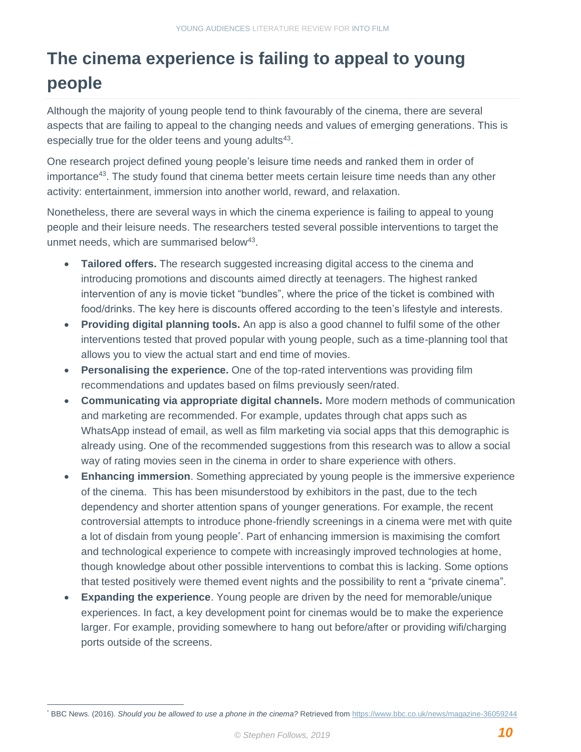# The cinema experience is failing to appeal to young people

Although the majority of young people tend to think favourably of the cinema, there are several aspects that are failing to appeal to the changing needs and values of emerging generations. This is especially true for the older teens and young adults[43].

One research project defined young people's leisure time needs and ranked them in order of importance[43]. The study found that cinema better meets certain leisure time needs than any other activity: entertainment, immersion into another world, reward, and relaxation.

Nonetheless, there are several ways in which the cinema experience is failing to appeal to young people and their leisure needs. The researchers tested several possible interventions to target the unmet needs, which are summarised below[43].

- **Tailored offers.** The research suggested increasing digital access to the cinema and introducing promotions and discounts aimed directly at teenagers. The highest ranked intervention of any is movie ticket "bundles", where the price of the ticket is combined with food/drinks. The key here is discounts offered according to the teen's lifestyle and interests.
- **Providing digital planning tools.** An app is also a good channel to fulfil some of the other interventions tested that proved popular with young people, such as a time-planning tool that allows you to view the actual start and end time of movies.
- **Personalising the experience.** One of the top-rated interventions was providing film recommendations and updates based on films previously seen/rated.
- **Communicating via appropriate digital channels.** More modern methods of communication and marketing are recommended. For example, updates through chat apps such as WhatsApp instead of email, as well as film marketing via social apps that this demographic is already using. One of the recommended suggestions from this research was to allow a social way of rating movies seen in the cinema in order to share experience with others.
- **Enhancing immersion**. Something appreciated by young people is the immersive experience of the cinema. This has been misunderstood by exhibitors in the past, due to the tech dependency and shorter attention spans of younger generations. For example, the recent controversial attempts to introduce phone-friendly screenings in a cinema were met with quite a lot of disdain from young people[*]. Part of enhancing immersion is maximising the comfort and technological experience to compete with increasingly improved technologies at home, though knowledge about other possible interventions to combat this is lacking. Some options that tested positively were themed event nights and the possibility to rent a "private cinema".
- **Expanding the experience**. Young people are driven by the need for memorable/unique experiences. In fact, a key development point for cinemas would be to make the experience larger. For example, providing somewhere to hang out before/after or providing wifi/charging ports outside of the screens.

[*] BBC News. (2016). *Should you be allowed to use a phone in the cinema?* Retrieved from https://www.bbc.co.uk/news/magazine-36059244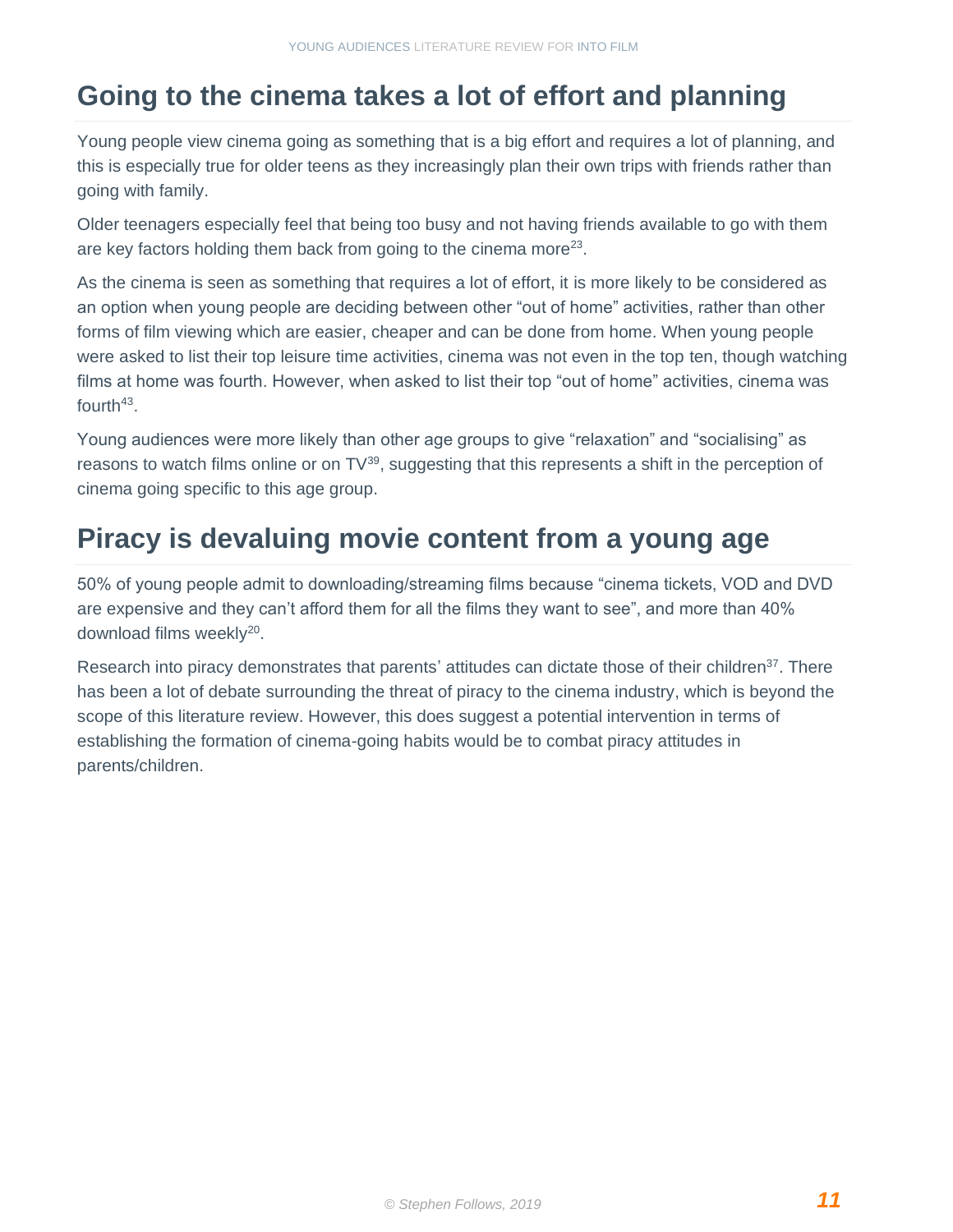## Going to the cinema takes a lot of effort and planning

Young people view cinema going as something that is a big effort and requires a lot of planning, and this is especially true for older teens as they increasingly plan their own trips with friends rather than going with family.

Older teenagers especially feel that being too busy and not having friends available to go with them are key factors holding them back from going to the cinema more[23].

As the cinema is seen as something that requires a lot of effort, it is more likely to be considered as an option when young people are deciding between other "out of home" activities, rather than other forms of film viewing which are easier, cheaper and can be done from home. When young people were asked to list their top leisure time activities, cinema was not even in the top ten, though watching films at home was fourth. However, when asked to list their top "out of home" activities, cinema was fourth[43].

Young audiences were more likely than other age groups to give "relaxation" and "socialising" as reasons to watch films online or on TV[39], suggesting that this represents a shift in the perception of cinema going specific to this age group.

## Piracy is devaluing movie content from a young age

50% of young people admit to downloading/streaming films because "cinema tickets, VOD and DVD are expensive and they can't afford them for all the films they want to see", and more than 40% download films weekly[20].

Research into piracy demonstrates that parents' attitudes can dictate those of their children[37]. There has been a lot of debate surrounding the threat of piracy to the cinema industry, which is beyond the scope of this literature review. However, this does suggest a potential intervention in terms of establishing the formation of cinema-going habits would be to combat piracy attitudes in parents/children.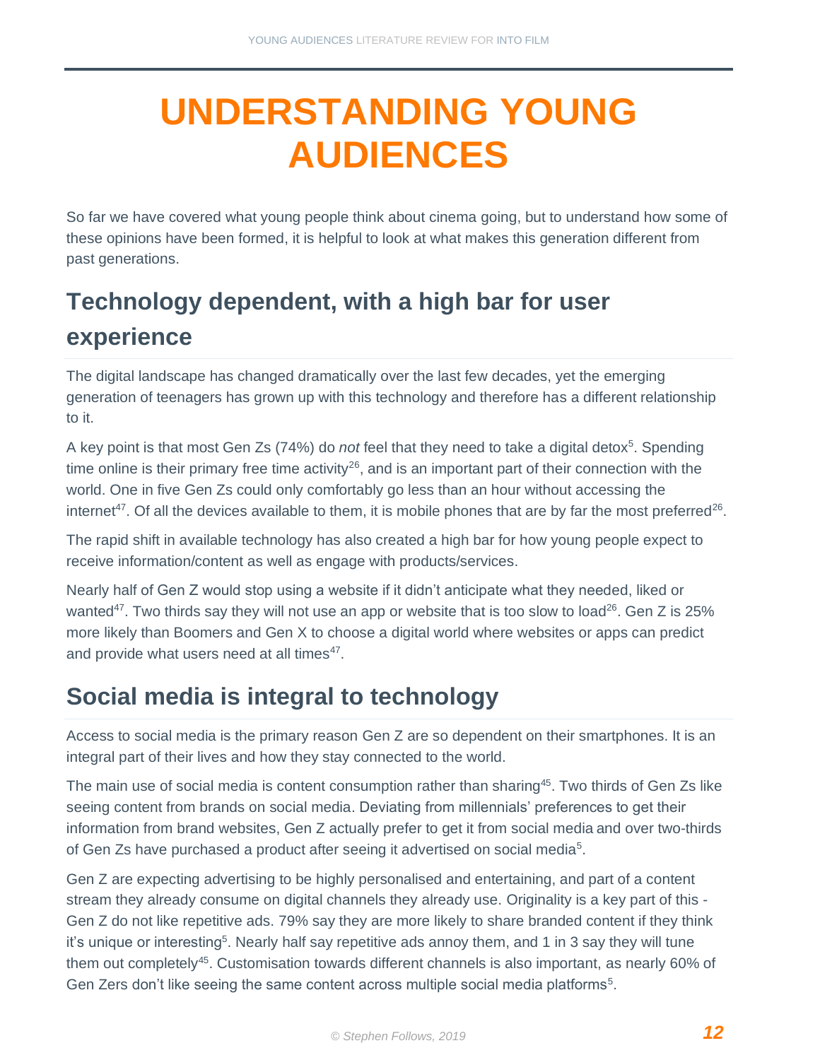# UNDERSTANDING YOUNG AUDIENCES

So far we have covered what young people think about cinema going, but to understand how some of these opinions have been formed, it is helpful to look at what makes this generation different from past generations.

## Technology dependent, with a high bar for user experience

The digital landscape has changed dramatically over the last few decades, yet the emerging generation of teenagers has grown up with this technology and therefore has a different relationship to it.

A key point is that most Gen Zs (74%) do *not* feel that they need to take a digital detox[5]. Spending time online is their primary free time activity[26], and is an important part of their connection with the world. One in five Gen Zs could only comfortably go less than an hour without accessing the internet[47]. Of all the devices available to them, it is mobile phones that are by far the most preferred[26].

The rapid shift in available technology has also created a high bar for how young people expect to receive information/content as well as engage with products/services.

Nearly half of Gen Z would stop using a website if it didn't anticipate what they needed, liked or wanted[47]. Two thirds say they will not use an app or website that is too slow to load[26]. Gen Z is 25% more likely than Boomers and Gen X to choose a digital world where websites or apps can predict and provide what users need at all times[47].

## Social media is integral to technology

Access to social media is the primary reason Gen Z are so dependent on their smartphones. It is an integral part of their lives and how they stay connected to the world.

The main use of social media is content consumption rather than sharing[45]. Two thirds of Gen Zs like seeing content from brands on social media. Deviating from millennials' preferences to get their information from brand websites, Gen Z actually prefer to get it from social media and over two-thirds of Gen Zs have purchased a product after seeing it advertised on social media[5].

Gen Z are expecting advertising to be highly personalised and entertaining, and part of a content stream they already consume on digital channels they already use. Originality is a key part of this - Gen Z do not like repetitive ads. 79% say they are more likely to share branded content if they think it's unique or interesting[5]. Nearly half say repetitive ads annoy them, and 1 in 3 say they will tune them out completely[45]. Customisation towards different channels is also important, as nearly 60% of Gen Zers don't like seeing the same content across multiple social media platforms[5].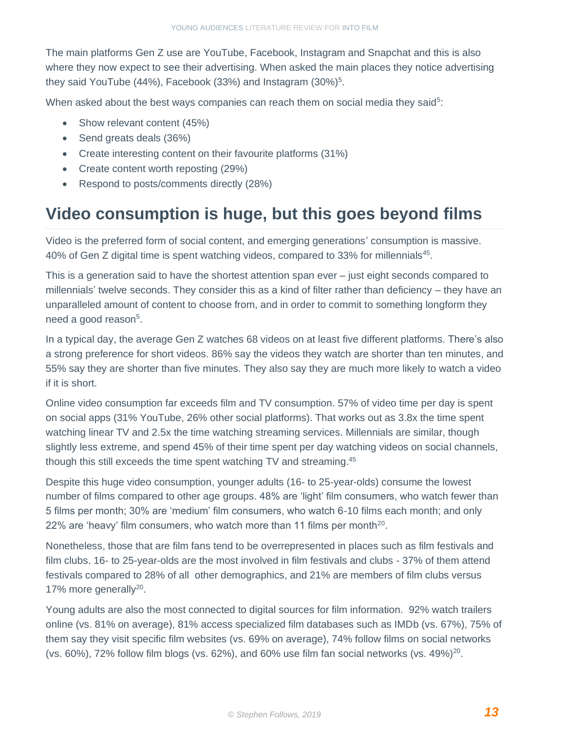The main platforms Gen Z use are YouTube, Facebook, Instagram and Snapchat and this is also where they now expect to see their advertising. When asked the main places they notice advertising they said YouTube (44%), Facebook (33%) and Instagram (30%)[5].

When asked about the best ways companies can reach them on social media they said[5]:

- Show relevant content (45%)
- Send greats deals (36%)
- Create interesting content on their favourite platforms (31%)
- Create content worth reposting (29%)
- Respond to posts/comments directly (28%)

## Video consumption is huge, but this goes beyond films

Video is the preferred form of social content, and emerging generations' consumption is massive. 40% of Gen Z digital time is spent watching videos, compared to 33% for millennials[45].

This is a generation said to have the shortest attention span ever – just eight seconds compared to millennials' twelve seconds. They consider this as a kind of filter rather than deficiency – they have an unparalleled amount of content to choose from, and in order to commit to something longform they need a good reason[5].

In a typical day, the average Gen Z watches 68 videos on at least five different platforms. There's also a strong preference for short videos. 86% say the videos they watch are shorter than ten minutes, and 55% say they are shorter than five minutes. They also say they are much more likely to watch a video if it is short.

Online video consumption far exceeds film and TV consumption. 57% of video time per day is spent on social apps (31% YouTube, 26% other social platforms). That works out as 3.8x the time spent watching linear TV and 2.5x the time watching streaming services. Millennials are similar, though slightly less extreme, and spend 45% of their time spent per day watching videos on social channels, though this still exceeds the time spent watching TV and streaming.[45]

Despite this huge video consumption, younger adults (16- to 25-year-olds) consume the lowest number of films compared to other age groups. 48% are 'light' film consumers, who watch fewer than 5 films per month; 30% are 'medium' film consumers, who watch 6-10 films each month; and only 22% are 'heavy' film consumers, who watch more than 11 films per month[20].

Nonetheless, those that are film fans tend to be overrepresented in places such as film festivals and film clubs. 16- to 25-year-olds are the most involved in film festivals and clubs - 37% of them attend festivals compared to 28% of all other demographics, and 21% are members of film clubs versus 17% more generally[20].

Young adults are also the most connected to digital sources for film information. 92% watch trailers online (vs. 81% on average), 81% access specialized film databases such as IMDb (vs. 67%), 75% of them say they visit specific film websites (vs. 69% on average), 74% follow films on social networks (vs. 60%), 72% follow film blogs (vs. 62%), and 60% use film fan social networks (vs. 49%)[20].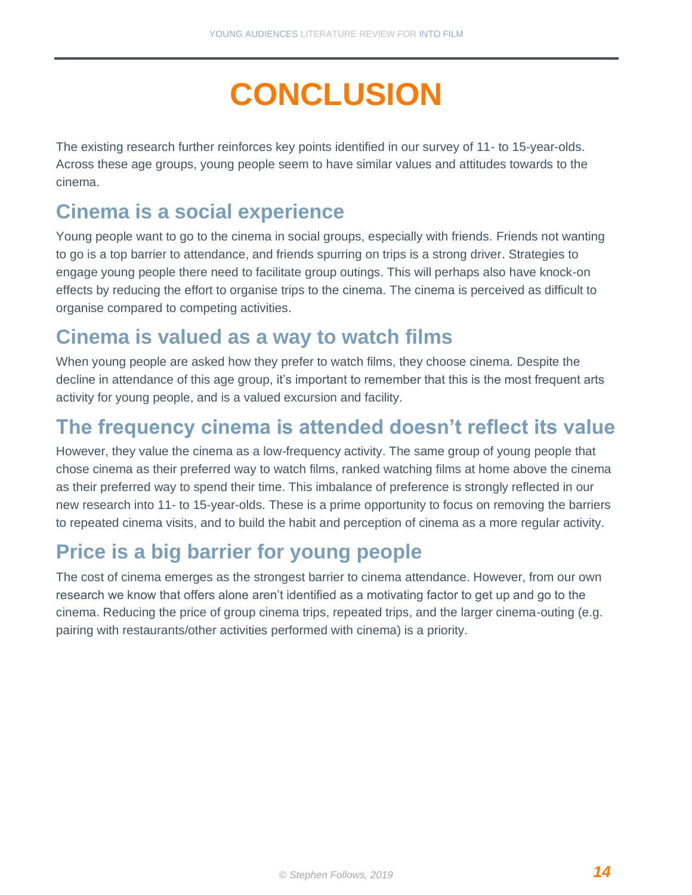# CONCLUSION

The existing research further reinforces key points identified in our survey of 11- to 15-year-olds. Across these age groups, young people seem to have similar values and attitudes towards to the cinema.

## Cinema is a social experience

Young people want to go to the cinema in social groups, especially with friends. Friends not wanting to go is a top barrier to attendance, and friends spurring on trips is a strong driver. Strategies to engage young people there need to facilitate group outings. This will perhaps also have knock-on effects by reducing the effort to organise trips to the cinema. The cinema is perceived as difficult to organise compared to competing activities.

## Cinema is valued as a way to watch films

When young people are asked how they prefer to watch films, they choose cinema. Despite the decline in attendance of this age group, it's important to remember that this is the most frequent arts activity for young people, and is a valued excursion and facility.

## The frequency cinema is attended doesn't reflect its value

However, they value the cinema as a low-frequency activity. The same group of young people that chose cinema as their preferred way to watch films, ranked watching films at home above the cinema as their preferred way to spend their time. This imbalance of preference is strongly reflected in our new research into 11- to 15-year-olds. These is a prime opportunity to focus on removing the barriers to repeated cinema visits, and to build the habit and perception of cinema as a more regular activity.

## Price is a big barrier for young people

The cost of cinema emerges as the strongest barrier to cinema attendance. However, from our own research we know that offers alone aren't identified as a motivating factor to get up and go to the cinema. Reducing the price of group cinema trips, repeated trips, and the larger cinema-outing (e.g. pairing with restaurants/other activities performed with cinema) is a priority.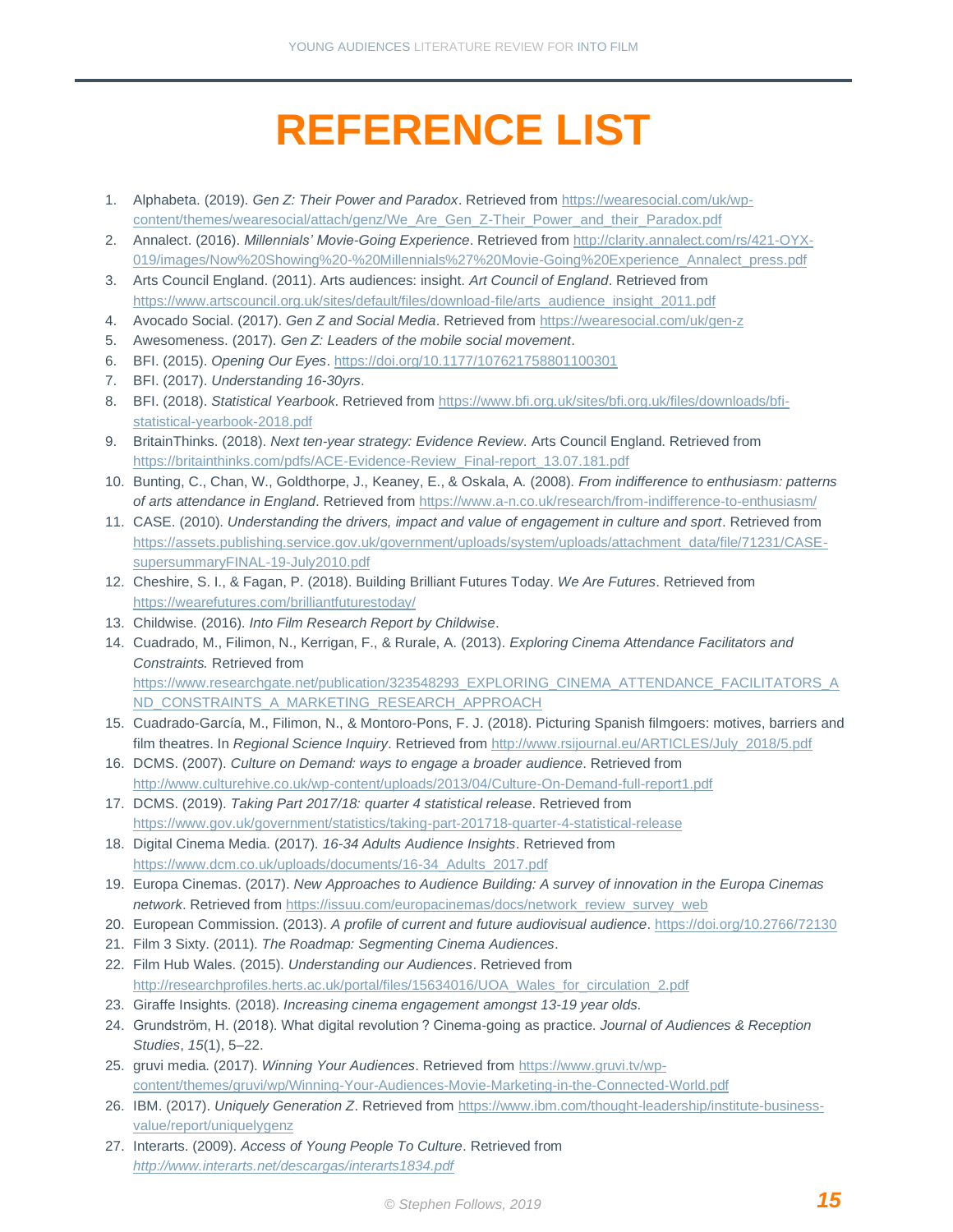# REFERENCE LIST

1. Alphabeta. (2019). *Gen Z: Their Power and Paradox*. Retrieved from https://wearesocial.com/uk/wp-content/themes/wearesocial/attach/genz/We_Are_Gen_Z-Their_Power_and_their_Paradox.pdf
2. Annalect. (2016). *Millennials' Movie-Going Experience*. Retrieved from http://clarity.annalect.com/rs/421-OYX-019/images/Now%20Showing%20-%20Millennials%27%20Movie-Going%20Experience_Annalect_press.pdf
3. Arts Council England. (2011). Arts audiences: insight. *Art Council of England*. Retrieved from https://www.artscouncil.org.uk/sites/default/files/download-file/arts_audience_insight_2011.pdf
4. Avocado Social. (2017). *Gen Z and Social Media*. Retrieved from https://wearesocial.com/uk/gen-z
5. Awesomeness. (2017). *Gen Z: Leaders of the mobile social movement*.
6. BFI. (2015). *Opening Our Eyes*. https://doi.org/10.1177/107621758801100301
7. BFI. (2017). *Understanding 16-30yrs*.
8. BFI. (2018). *Statistical Yearbook*. Retrieved from https://www.bfi.org.uk/sites/bfi.org.uk/files/downloads/bfi-statistical-yearbook-2018.pdf
9. BritainThinks. (2018). *Next ten-year strategy: Evidence Review*. Arts Council England. Retrieved from https://britainthinks.com/pdfs/ACE-Evidence-Review_Final-report_13.07.181.pdf
10. Bunting, C., Chan, W., Goldthorpe, J., Keaney, E., & Oskala, A. (2008). *From indifference to enthusiasm: patterns of arts attendance in England*. Retrieved from https://www.a-n.co.uk/research/from-indifference-to-enthusiasm/
11. CASE. (2010). *Understanding the drivers, impact and value of engagement in culture and sport*. Retrieved from https://assets.publishing.service.gov.uk/government/uploads/system/uploads/attachment_data/file/71231/CASE-supersummaryFINAL-19-July2010.pdf
12. Cheshire, S. I., & Fagan, P. (2018). Building Brilliant Futures Today. *We Are Futures*. Retrieved from https://wearefutures.com/brilliantfuturestoday/
13. Childwise. (2016). *Into Film Research Report by Childwise*.
14. Cuadrado, M., Filimon, N., Kerrigan, F., & Rurale, A. (2013). *Exploring Cinema Attendance Facilitators and Constraints.* Retrieved from https://www.researchgate.net/publication/323548293_EXPLORING_CINEMA_ATTENDANCE_FACILITATORS_AND_CONSTRAINTS_A_MARKETING_RESEARCH_APPROACH
15. Cuadrado-García, M., Filimon, N., & Montoro-Pons, F. J. (2018). Picturing Spanish filmgoers: motives, barriers and film theatres. In *Regional Science Inquiry*. Retrieved from http://www.rsijournal.eu/ARTICLES/July_2018/5.pdf
16. DCMS. (2007). *Culture on Demand: ways to engage a broader audience*. Retrieved from http://www.culturehive.co.uk/wp-content/uploads/2013/04/Culture-On-Demand-full-report1.pdf
17. DCMS. (2019). *Taking Part 2017/18: quarter 4 statistical release*. Retrieved from https://www.gov.uk/government/statistics/taking-part-201718-quarter-4-statistical-release
18. Digital Cinema Media. (2017). *16-34 Adults Audience Insights*. Retrieved from https://www.dcm.co.uk/uploads/documents/16-34_Adults_2017.pdf
19. Europa Cinemas. (2017). *New Approaches to Audience Building: A survey of innovation in the Europa Cinemas network*. Retrieved from https://issuu.com/europacinemas/docs/network_review_survey_web
20. European Commission. (2013). *A profile of current and future audiovisual audience*. https://doi.org/10.2766/72130
21. Film 3 Sixty. (2011). *The Roadmap: Segmenting Cinema Audiences*.
22. Film Hub Wales. (2015). *Understanding our Audiences*. Retrieved from http://researchprofiles.herts.ac.uk/portal/files/15634016/UOA_Wales_for_circulation_2.pdf
23. Giraffe Insights. (2018). *Increasing cinema engagement amongst 13-19 year olds*.
24. Grundström, H. (2018). What digital revolution ? Cinema-going as practice. *Journal of Audiences & Reception Studies*, *15*(1), 5–22.
25. gruvi media. (2017). *Winning Your Audiences*. Retrieved from https://www.gruvi.tv/wp-content/themes/gruvi/wp/Winning-Your-Audiences-Movie-Marketing-in-the-Connected-World.pdf
26. IBM. (2017). *Uniquely Generation Z*. Retrieved from https://www.ibm.com/thought-leadership/institute-business-value/report/uniquelygenz
27. Interarts. (2009). *Access of Young People To Culture*. Retrieved from *http://www.interarts.net/descargas/interarts1834.pdf*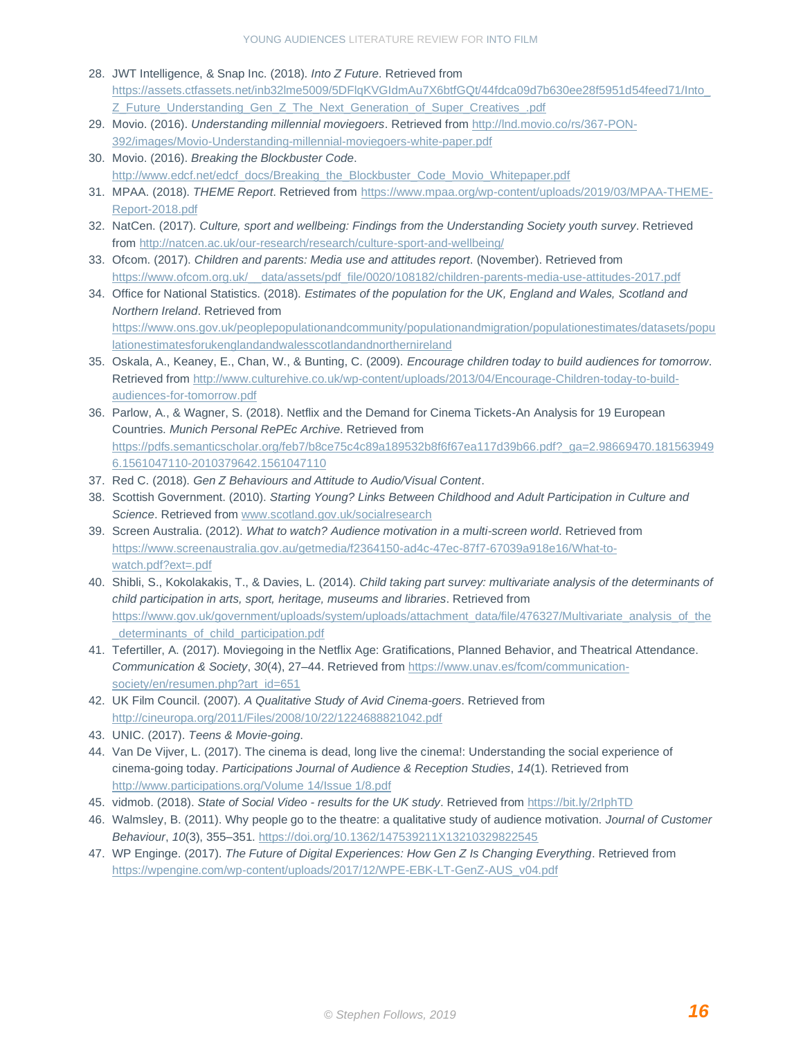28. JWT Intelligence, & Snap Inc. (2018). *Into Z Future*. Retrieved from https://assets.ctfassets.net/inb32lme5009/5DFlqKVGIdmAu7X6btfGQt/44fdca09d7b630ee28f5951d54feed71/Into_Z_Future_Understanding_Gen_Z_The_Next_Generation_of_Super_Creatives_.pdf
29. Movio. (2016). *Understanding millennial moviegoers*. Retrieved from http://lnd.movio.co/rs/367-PON-392/images/Movio-Understanding-millennial-moviegoers-white-paper.pdf
30. Movio. (2016). *Breaking the Blockbuster Code*. http://www.edcf.net/edcf_docs/Breaking_the_Blockbuster_Code_Movio_Whitepaper.pdf
31. MPAA. (2018). *THEME Report*. Retrieved from https://www.mpaa.org/wp-content/uploads/2019/03/MPAA-THEME-Report-2018.pdf
32. NatCen. (2017). *Culture, sport and wellbeing: Findings from the Understanding Society youth survey*. Retrieved from http://natcen.ac.uk/our-research/research/culture-sport-and-wellbeing/
33. Ofcom. (2017). *Children and parents: Media use and attitudes report*. (November). Retrieved from https://www.ofcom.org.uk/__data/assets/pdf_file/0020/108182/children-parents-media-use-attitudes-2017.pdf
34. Office for National Statistics. (2018). *Estimates of the population for the UK, England and Wales, Scotland and Northern Ireland*. Retrieved from https://www.ons.gov.uk/peoplepopulationandcommunity/populationandmigration/populationestimates/datasets/populationestimatesforukenglandandwalesscotlandandnorthernireland
35. Oskala, A., Keaney, E., Chan, W., & Bunting, C. (2009). *Encourage children today to build audiences for tomorrow*. Retrieved from http://www.culturehive.co.uk/wp-content/uploads/2013/04/Encourage-Children-today-to-build-audiences-for-tomorrow.pdf
36. Parlow, A., & Wagner, S. (2018). Netflix and the Demand for Cinema Tickets-An Analysis for 19 European Countries. *Munich Personal RePEc Archive*. Retrieved from https://pdfs.semanticscholar.org/feb7/b8ce75c4c89a189532b8f6f67ea117d39b66.pdf?_ga=2.98669470.1815639496.1561047110-2010379642.1561047110
37. Red C. (2018). *Gen Z Behaviours and Attitude to Audio/Visual Content*.
38. Scottish Government. (2010). *Starting Young? Links Between Childhood and Adult Participation in Culture and Science*. Retrieved from www.scotland.gov.uk/socialresearch
39. Screen Australia. (2012). *What to watch? Audience motivation in a multi-screen world*. Retrieved from https://www.screenaustralia.gov.au/getmedia/f2364150-ad4c-47ec-87f7-67039a918e16/What-to-watch.pdf?ext=.pdf
40. Shibli, S., Kokolakakis, T., & Davies, L. (2014). *Child taking part survey: multivariate analysis of the determinants of child participation in arts, sport, heritage, museums and libraries*. Retrieved from https://www.gov.uk/government/uploads/system/uploads/attachment_data/file/476327/Multivariate_analysis_of_the_determinants_of_child_participation.pdf
41. Tefertiller, A. (2017). Moviegoing in the Netflix Age: Gratifications, Planned Behavior, and Theatrical Attendance. *Communication & Society*, *30*(4), 27–44. Retrieved from https://www.unav.es/fcom/communication-society/en/resumen.php?art_id=651
42. UK Film Council. (2007). *A Qualitative Study of Avid Cinema-goers*. Retrieved from http://cineuropa.org/2011/Files/2008/10/22/1224688821042.pdf
43. UNIC. (2017). *Teens & Movie-going*.
44. Van De Vijver, L. (2017). The cinema is dead, long live the cinema!: Understanding the social experience of cinema-going today. *Participations Journal of Audience & Reception Studies*, *14*(1). Retrieved from http://www.participations.org/Volume 14/Issue 1/8.pdf
45. vidmob. (2018). *State of Social Video - results for the UK study*. Retrieved from https://bit.ly/2rIphTD
46. Walmsley, B. (2011). Why people go to the theatre: a qualitative study of audience motivation. *Journal of Customer Behaviour*, *10*(3), 355–351. https://doi.org/10.1362/147539211X13210329822545
47. WP Enginge. (2017). *The Future of Digital Experiences: How Gen Z Is Changing Everything*. Retrieved from https://wpengine.com/wp-content/uploads/2017/12/WPE-EBK-LT-GenZ-AUS_v04.pdf